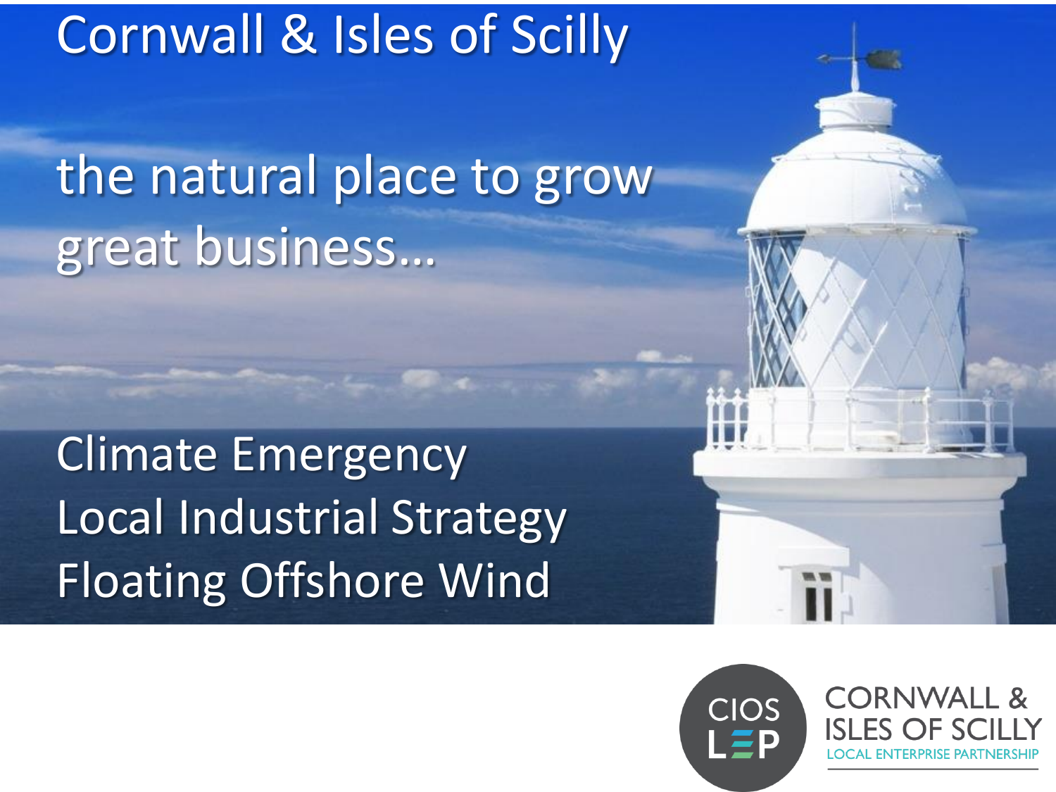# Cornwall & Isles of Scilly

## the natural place to grow great business…

Climate Emergency
Local Industrial Strategy
Floating Offshore Wind

CIOS LEP

CORNWALL & ISLES OF SCILLY
LOCAL ENTERPRISE PARTNERSHIP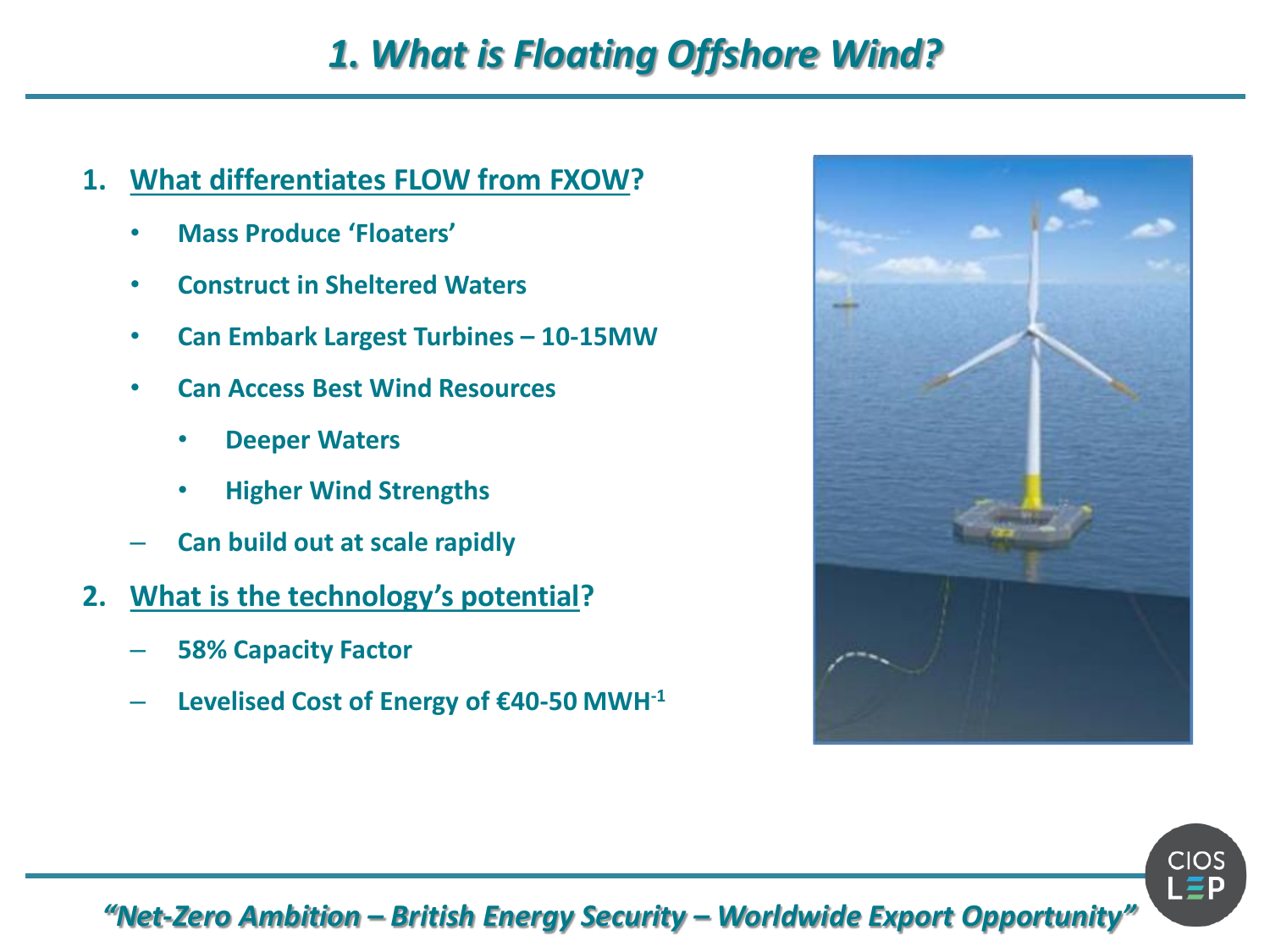# 1. What is Floating Offshore Wind?

1. **What differentiates FLOW from FXOW?**
   - **Mass Produce 'Floaters'**
   - **Construct in Sheltered Waters**
   - **Can Embark Largest Turbines – 10-15MW**
   - **Can Access Best Wind Resources**
     - **Deeper Waters**
     - **Higher Wind Strengths**
   - **Can build out at scale rapidly**
2. **What is the technology's potential?**
   - **58% Capacity Factor**
   - **Levelised Cost of Energy of €40-50 $MWH^{-1}$**

*"Net-Zero Ambition – British Energy Security – Worldwide Export Opportunity"*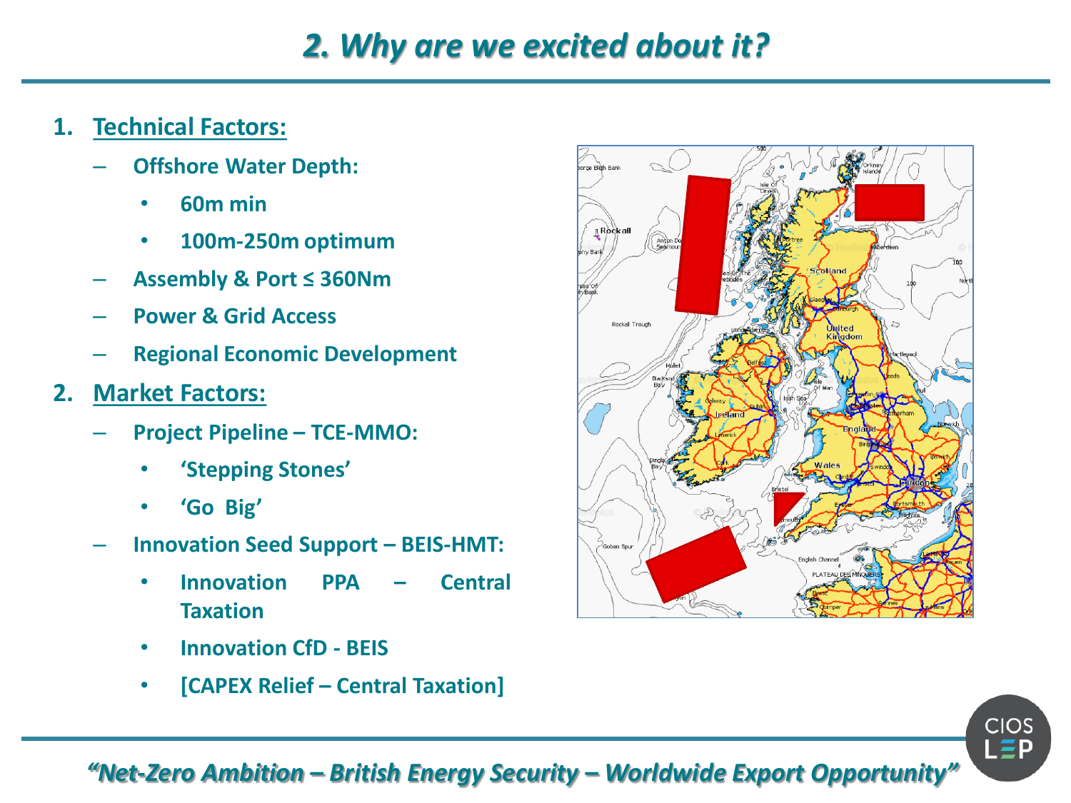# 2. Why are we excited about it?

1. **Technical Factors:**
   - **Offshore Water Depth:**
     - **60m min**
     - **100m-250m optimum**
   - **Assembly & Port ≤ 360Nm**
   - **Power & Grid Access**
   - **Regional Economic Development**
2. **Market Factors:**
   - **Project Pipeline – TCE-MMO:**
     - **'Stepping Stones'**
     - **'Go Big'**
   - **Innovation Seed Support – BEIS-HMT:**
     - **Innovation PPA – Central Taxation**
     - **Innovation CfD - BEIS**
     - **[CAPEX Relief – Central Taxation]**

*"Net-Zero Ambition – British Energy Security – Worldwide Export Opportunity"*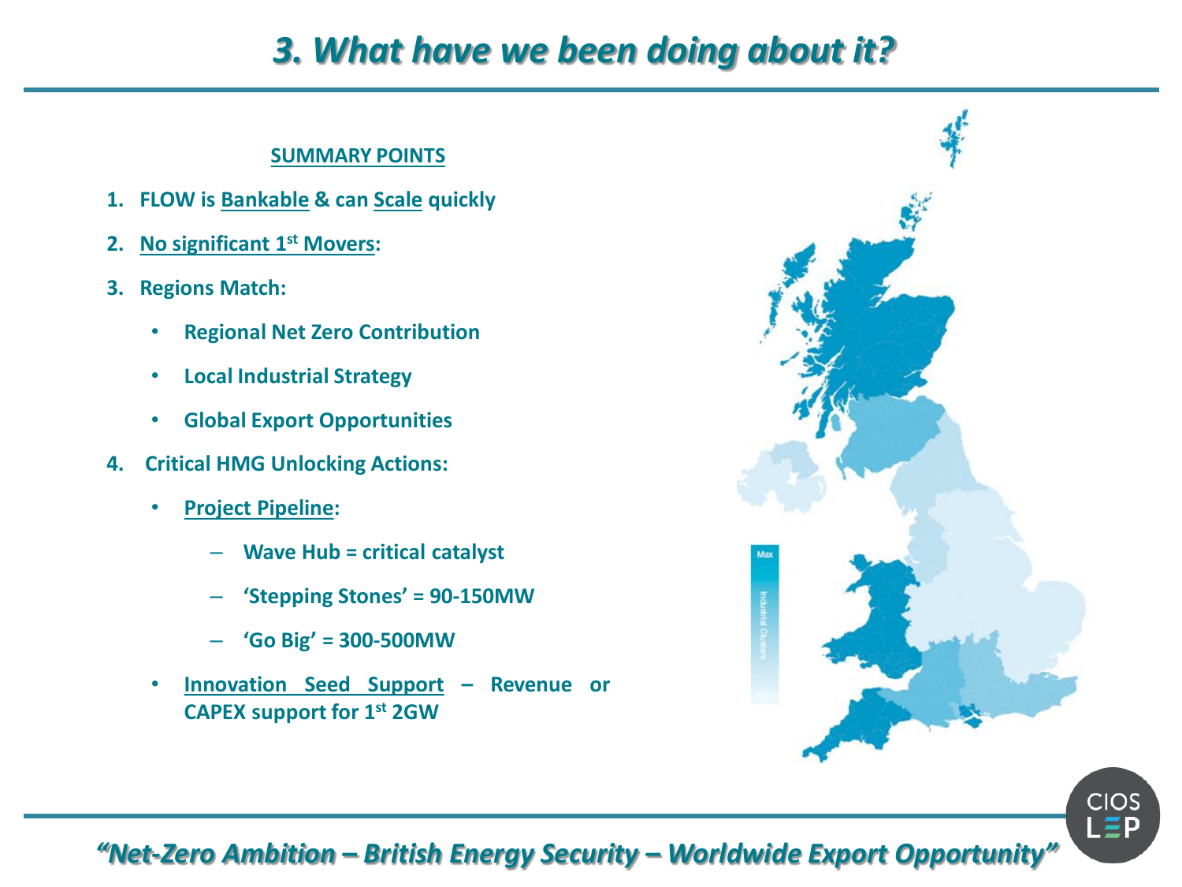# *3. What have we been doing about it?*

**SUMMARY POINTS**

1. **FLOW is Bankable & can Scale quickly**
2. **No significant 1st Movers:**
3. **Regions Match:**
   - **Regional Net Zero Contribution**
   - **Local Industrial Strategy**
   - **Global Export Opportunities**
4. **Critical HMG Unlocking Actions:**
   - **Project Pipeline:**
     - **Wave Hub = critical catalyst**
     - **'Stepping Stones' = 90-150MW**
     - **'Go Big' = 300-500MW**
   - **Innovation Seed Support – Revenue or CAPEX support for 1st 2GW**

Max

Industrial Clusters

Min

*"Net-Zero Ambition – British Energy Security – Worldwide Export Opportunity"*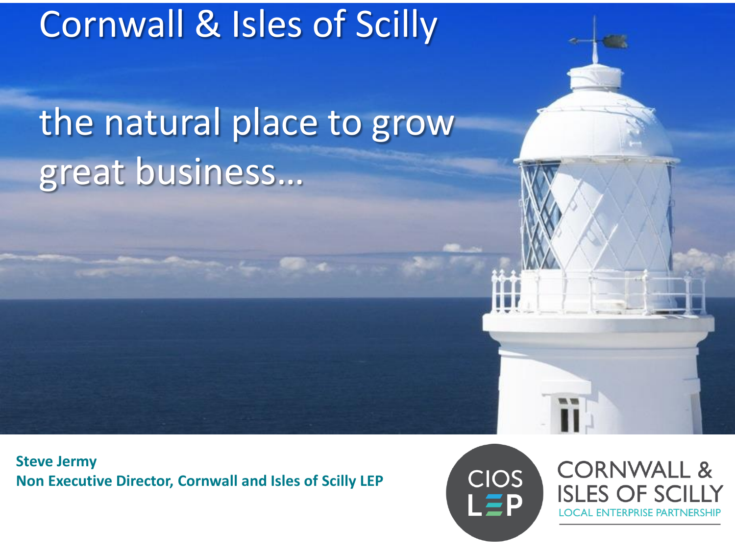# Cornwall & Isles of Scilly

## the natural place to grow great business…

**Steve Jermy**
**Non Executive Director, Cornwall and Isles of Scilly LEP**

CIOS LEP

CORNWALL & ISLES OF SCILLY
LOCAL ENTERPRISE PARTNERSHIP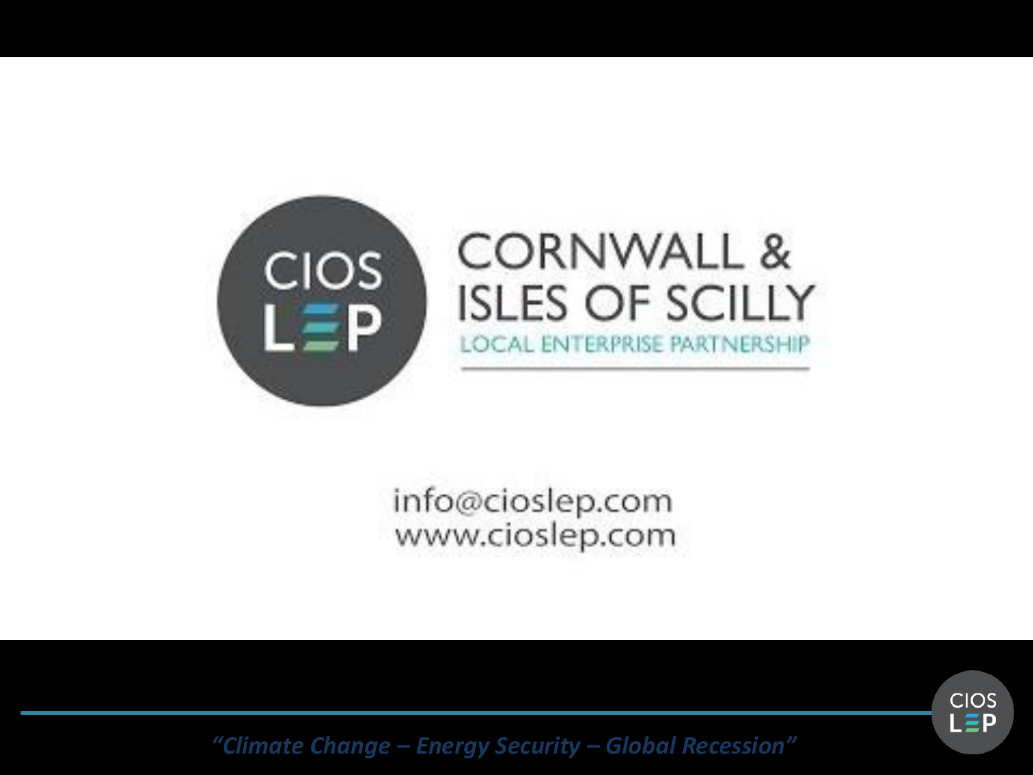CIOS LEP

CORNWALL & ISLES OF SCILLY

LOCAL ENTERPRISE PARTNERSHIP

info@cioslep.com
www.cioslep.com

*"Climate Change – Energy Security – Global Recession"*